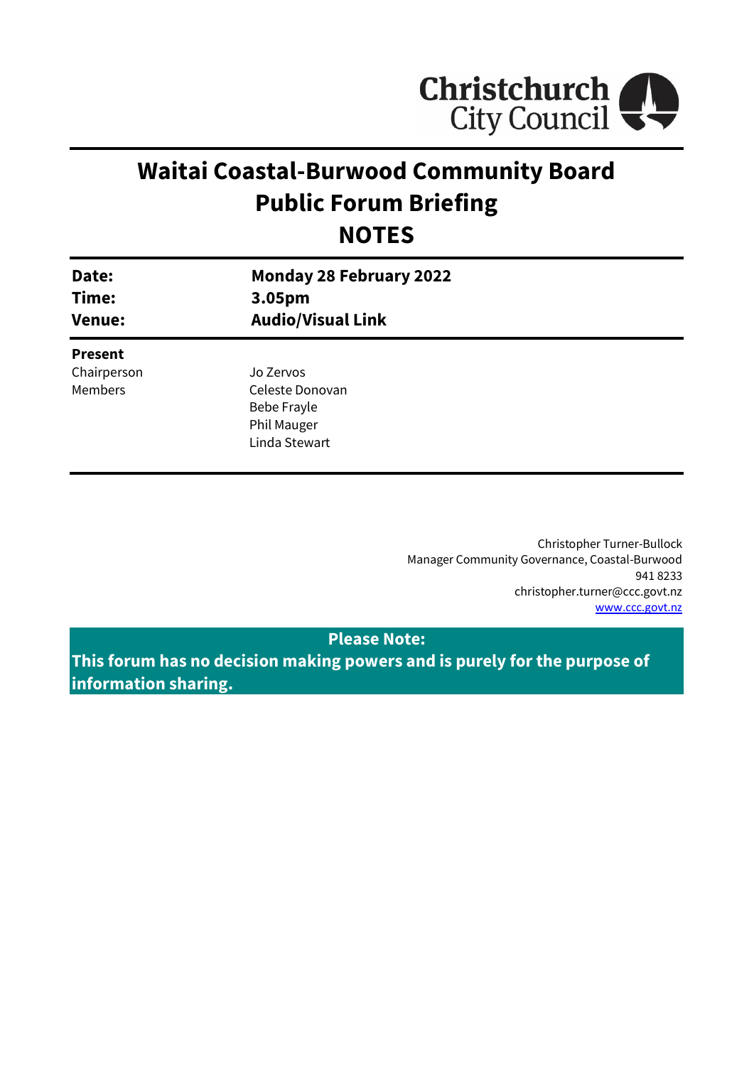Christchurch City Council

# Waitai Coastal-Burwood Community Board Public Forum Briefing NOTES

| | |
|---|---|
| **Date:** | **Monday 28 February 2022** |
| **Time:** | **3.05pm** |
| **Venue:** | **Audio/Visual Link** |

**Present**

| | |
|---|---|
| Chairperson | Jo Zervos |
| Members | Celeste Donovan |
| | Bebe Frayle |
| | Phil Mauger |
| | Linda Stewart |

Christopher Turner-Bullock
Manager Community Governance, Coastal-Burwood
941 8233
christopher.turner@ccc.govt.nz
www.ccc.govt.nz

**Please Note:**
**This forum has no decision making powers and is purely for the purpose of information sharing.**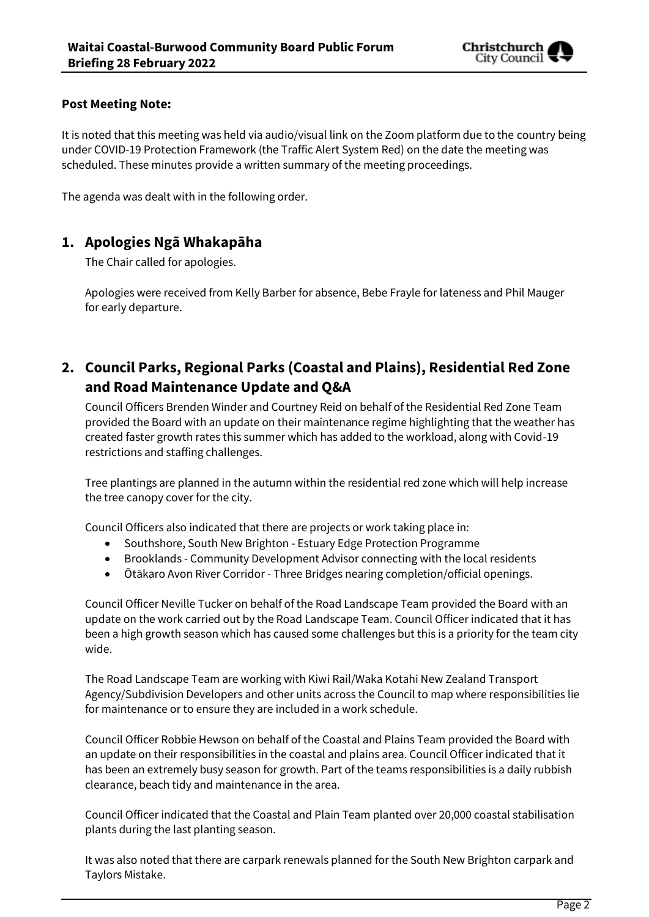**Post Meeting Note:**

It is noted that this meeting was held via audio/visual link on the Zoom platform due to the country being under COVID-19 Protection Framework (the Traffic Alert System Red) on the date the meeting was scheduled. These minutes provide a written summary of the meeting proceedings.

The agenda was dealt with in the following order.

## 1. Apologies Ngā Whakapāha

The Chair called for apologies.

Apologies were received from Kelly Barber for absence, Bebe Frayle for lateness and Phil Mauger for early departure.

## 2. Council Parks, Regional Parks (Coastal and Plains), Residential Red Zone and Road Maintenance Update and Q&A

Council Officers Brenden Winder and Courtney Reid on behalf of the Residential Red Zone Team provided the Board with an update on their maintenance regime highlighting that the weather has created faster growth rates this summer which has added to the workload, along with Covid-19 restrictions and staffing challenges.

Tree plantings are planned in the autumn within the residential red zone which will help increase the tree canopy cover for the city.

Council Officers also indicated that there are projects or work taking place in:

- Southshore, South New Brighton - Estuary Edge Protection Programme
- Brooklands - Community Development Advisor connecting with the local residents
- Ōtākaro Avon River Corridor - Three Bridges nearing completion/official openings.

Council Officer Neville Tucker on behalf of the Road Landscape Team provided the Board with an update on the work carried out by the Road Landscape Team. Council Officer indicated that it has been a high growth season which has caused some challenges but this is a priority for the team city wide.

The Road Landscape Team are working with Kiwi Rail/Waka Kotahi New Zealand Transport Agency/Subdivision Developers and other units across the Council to map where responsibilities lie for maintenance or to ensure they are included in a work schedule.

Council Officer Robbie Hewson on behalf of the Coastal and Plains Team provided the Board with an update on their responsibilities in the coastal and plains area. Council Officer indicated that it has been an extremely busy season for growth. Part of the teams responsibilities is a daily rubbish clearance, beach tidy and maintenance in the area.

Council Officer indicated that the Coastal and Plain Team planted over 20,000 coastal stabilisation plants during the last planting season.

It was also noted that there are carpark renewals planned for the South New Brighton carpark and Taylors Mistake.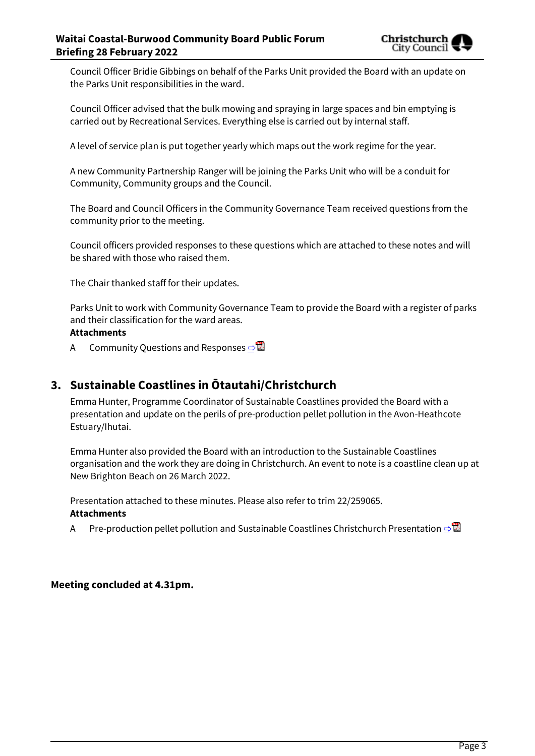Council Officer Bridie Gibbings on behalf of the Parks Unit provided the Board with an update on the Parks Unit responsibilities in the ward.

Council Officer advised that the bulk mowing and spraying in large spaces and bin emptying is carried out by Recreational Services. Everything else is carried out by internal staff.

A level of service plan is put together yearly which maps out the work regime for the year.

A new Community Partnership Ranger will be joining the Parks Unit who will be a conduit for Community, Community groups and the Council.

The Board and Council Officers in the Community Governance Team received questions from the community prior to the meeting.

Council officers provided responses to these questions which are attached to these notes and will be shared with those who raised them.

The Chair thanked staff for their updates.

Parks Unit to work with Community Governance Team to provide the Board with a register of parks and their classification for the ward areas.

**Attachments**

A Community Questions and Responses ⇨

## 3. Sustainable Coastlines in Ōtautahi/Christchurch

Emma Hunter, Programme Coordinator of Sustainable Coastlines provided the Board with a presentation and update on the perils of pre-production pellet pollution in the Avon-Heathcote Estuary/Ihutai.

Emma Hunter also provided the Board with an introduction to the Sustainable Coastlines organisation and the work they are doing in Christchurch. An event to note is a coastline clean up at New Brighton Beach on 26 March 2022.

Presentation attached to these minutes. Please also refer to trim 22/259065.

**Attachments**

A Pre-production pellet pollution and Sustainable Coastlines Christchurch Presentation ⇨

**Meeting concluded at 4.31pm.**